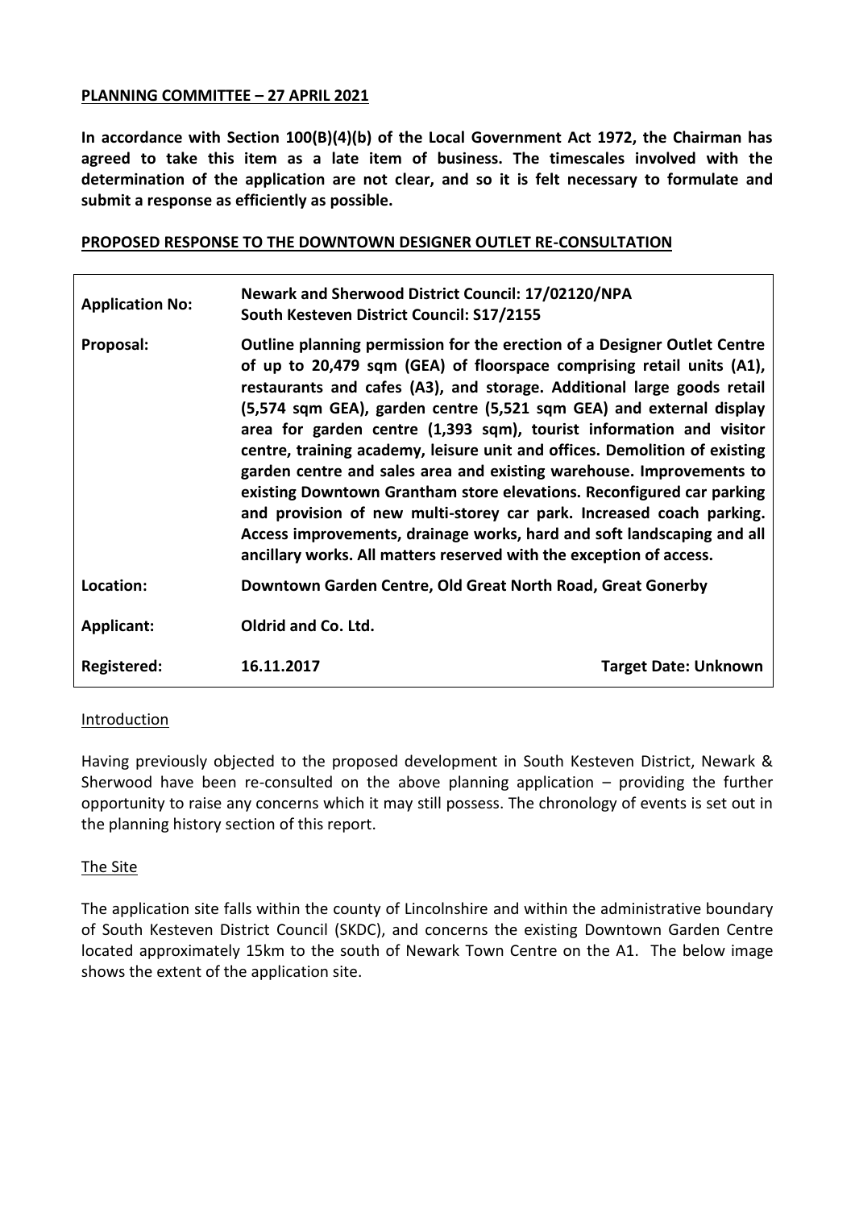**PLANNING COMMITTEE – 27 APRIL 2021**

**In accordance with Section 100(B)(4)(b) of the Local Government Act 1972, the Chairman has agreed to take this item as a late item of business. The timescales involved with the determination of the application are not clear, and so it is felt necessary to formulate and submit a response as efficiently as possible.**

**PROPOSED RESPONSE TO THE DOWNTOWN DESIGNER OUTLET RE-CONSULTATION**

| | | |
|---|---|---|
| **Application No:** | **Newark and Sherwood District Council: 17/02120/NPA**<br>**South Kesteven District Council: S17/2155** | |
| **Proposal:** | **Outline planning permission for the erection of a Designer Outlet Centre of up to 20,479 sqm (GEA) of floorspace comprising retail units (A1), restaurants and cafes (A3), and storage. Additional large goods retail (5,574 sqm GEA), garden centre (5,521 sqm GEA) and external display area for garden centre (1,393 sqm), tourist information and visitor centre, training academy, leisure unit and offices. Demolition of existing garden centre and sales area and existing warehouse. Improvements to existing Downtown Grantham store elevations. Reconfigured car parking and provision of new multi-storey car park. Increased coach parking. Access improvements, drainage works, hard and soft landscaping and all ancillary works. All matters reserved with the exception of access.** | |
| **Location:** | **Downtown Garden Centre, Old Great North Road, Great Gonerby** | |
| **Applicant:** | **Oldrid and Co. Ltd.** | |
| **Registered:** | **16.11.2017** | **Target Date: Unknown** |

Introduction

Having previously objected to the proposed development in South Kesteven District, Newark & Sherwood have been re-consulted on the above planning application – providing the further opportunity to raise any concerns which it may still possess. The chronology of events is set out in the planning history section of this report.

The Site

The application site falls within the county of Lincolnshire and within the administrative boundary of South Kesteven District Council (SKDC), and concerns the existing Downtown Garden Centre located approximately 15km to the south of Newark Town Centre on the A1. The below image shows the extent of the application site.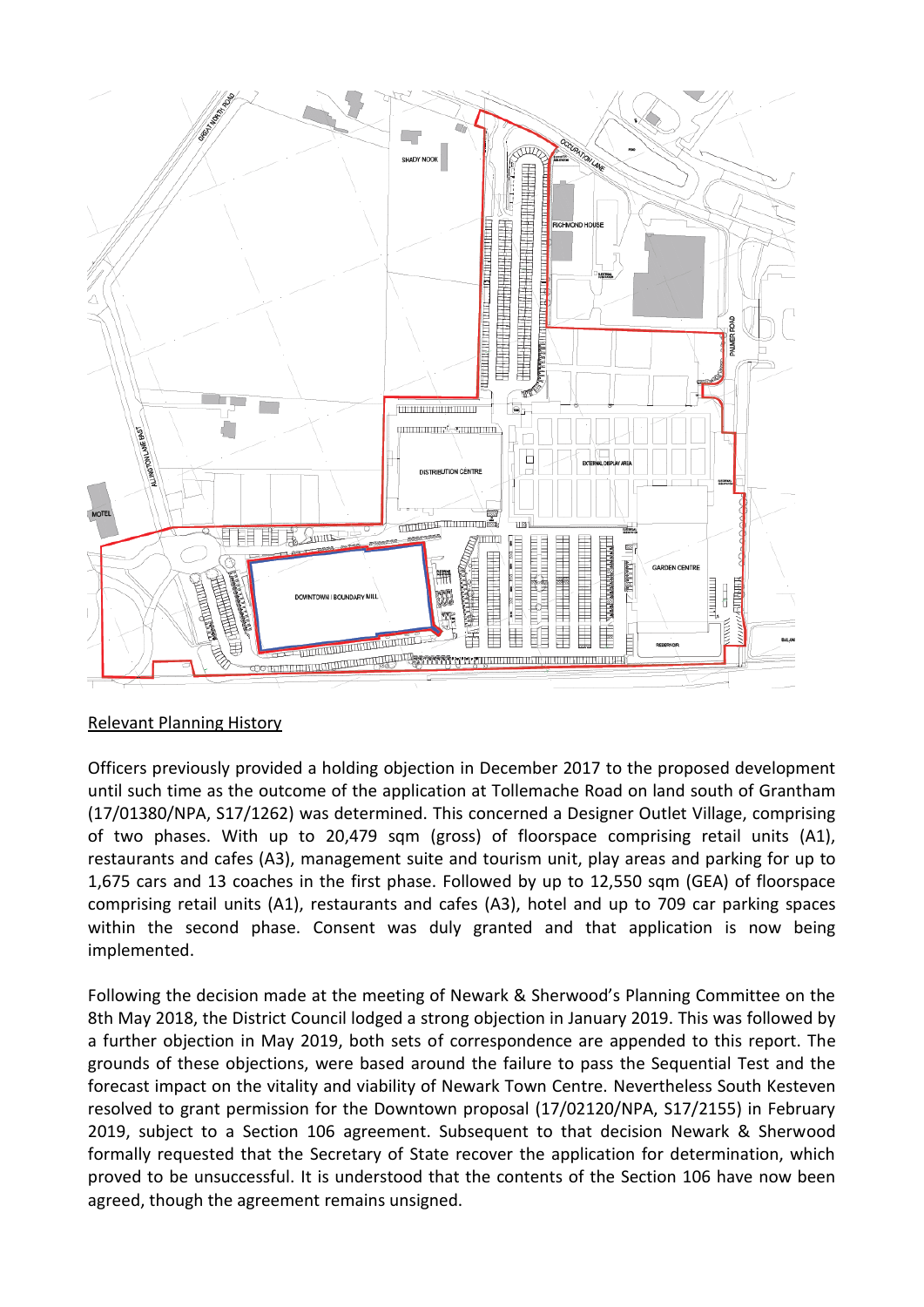Relevant Planning History

Officers previously provided a holding objection in December 2017 to the proposed development until such time as the outcome of the application at Tollemache Road on land south of Grantham (17/01380/NPA, S17/1262) was determined. This concerned a Designer Outlet Village, comprising of two phases. With up to 20,479 sqm (gross) of floorspace comprising retail units (A1), restaurants and cafes (A3), management suite and tourism unit, play areas and parking for up to 1,675 cars and 13 coaches in the first phase. Followed by up to 12,550 sqm (GEA) of floorspace comprising retail units (A1), restaurants and cafes (A3), hotel and up to 709 car parking spaces within the second phase. Consent was duly granted and that application is now being implemented.

Following the decision made at the meeting of Newark & Sherwood's Planning Committee on the 8th May 2018, the District Council lodged a strong objection in January 2019. This was followed by a further objection in May 2019, both sets of correspondence are appended to this report. The grounds of these objections, were based around the failure to pass the Sequential Test and the forecast impact on the vitality and viability of Newark Town Centre. Nevertheless South Kesteven resolved to grant permission for the Downtown proposal (17/02120/NPA, S17/2155) in February 2019, subject to a Section 106 agreement. Subsequent to that decision Newark & Sherwood formally requested that the Secretary of State recover the application for determination, which proved to be unsuccessful. It is understood that the contents of the Section 106 have now been agreed, though the agreement remains unsigned.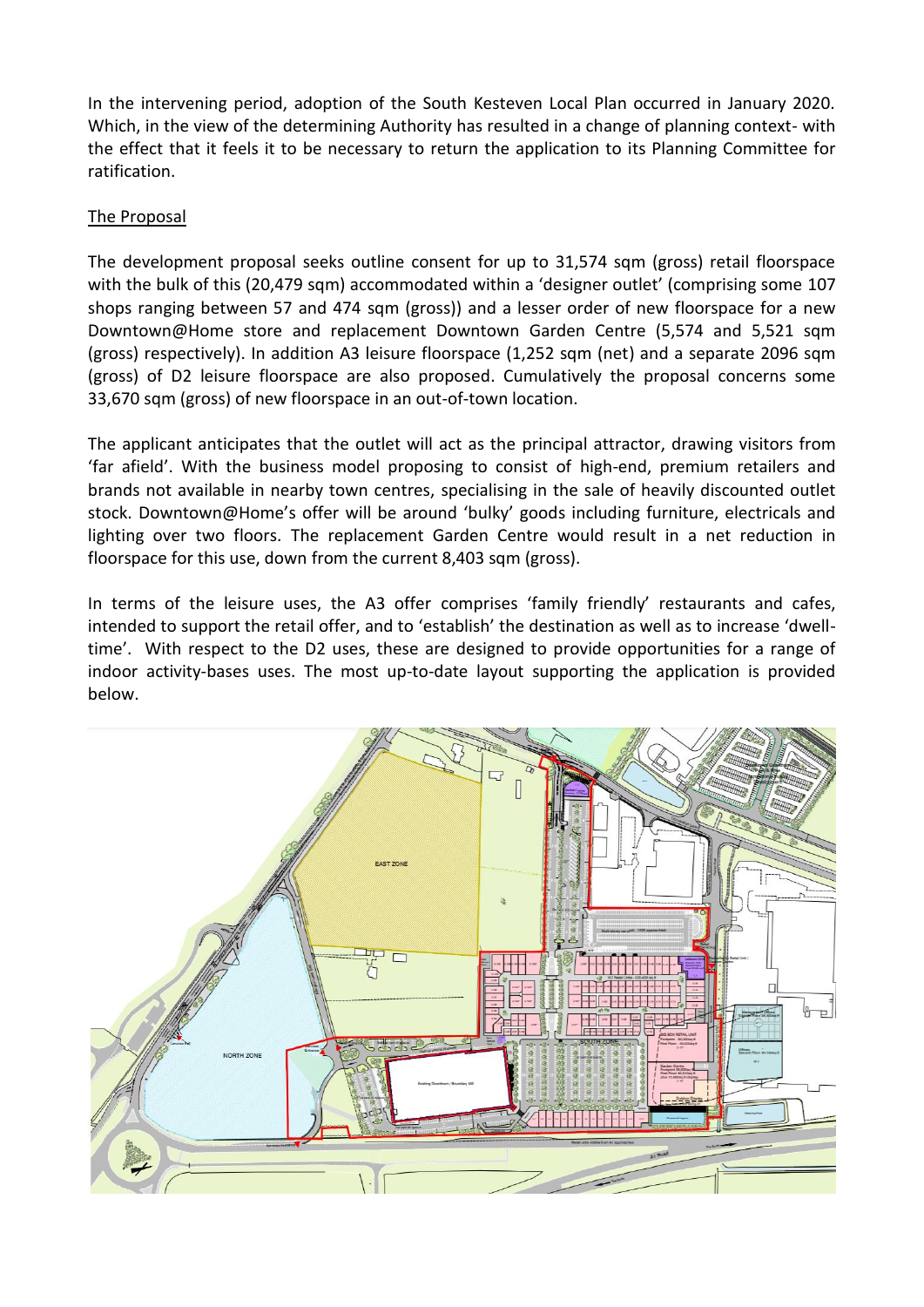In the intervening period, adoption of the South Kesteven Local Plan occurred in January 2020. Which, in the view of the determining Authority has resulted in a change of planning context- with the effect that it feels it to be necessary to return the application to its Planning Committee for ratification.

<u>The Proposal</u>

The development proposal seeks outline consent for up to 31,574 sqm (gross) retail floorspace with the bulk of this (20,479 sqm) accommodated within a 'designer outlet' (comprising some 107 shops ranging between 57 and 474 sqm (gross)) and a lesser order of new floorspace for a new Downtown@Home store and replacement Downtown Garden Centre (5,574 and 5,521 sqm (gross) respectively). In addition A3 leisure floorspace (1,252 sqm (net) and a separate 2096 sqm (gross) of D2 leisure floorspace are also proposed. Cumulatively the proposal concerns some 33,670 sqm (gross) of new floorspace in an out-of-town location.

The applicant anticipates that the outlet will act as the principal attractor, drawing visitors from 'far afield'. With the business model proposing to consist of high-end, premium retailers and brands not available in nearby town centres, specialising in the sale of heavily discounted outlet stock. Downtown@Home's offer will be around 'bulky' goods including furniture, electricals and lighting over two floors. The replacement Garden Centre would result in a net reduction in floorspace for this use, down from the current 8,403 sqm (gross).

In terms of the leisure uses, the A3 offer comprises 'family friendly' restaurants and cafes, intended to support the retail offer, and to 'establish' the destination as well as to increase 'dwell-time'. With respect to the D2 uses, these are designed to provide opportunities for a range of indoor activity-bases uses. The most up-to-date layout supporting the application is provided below.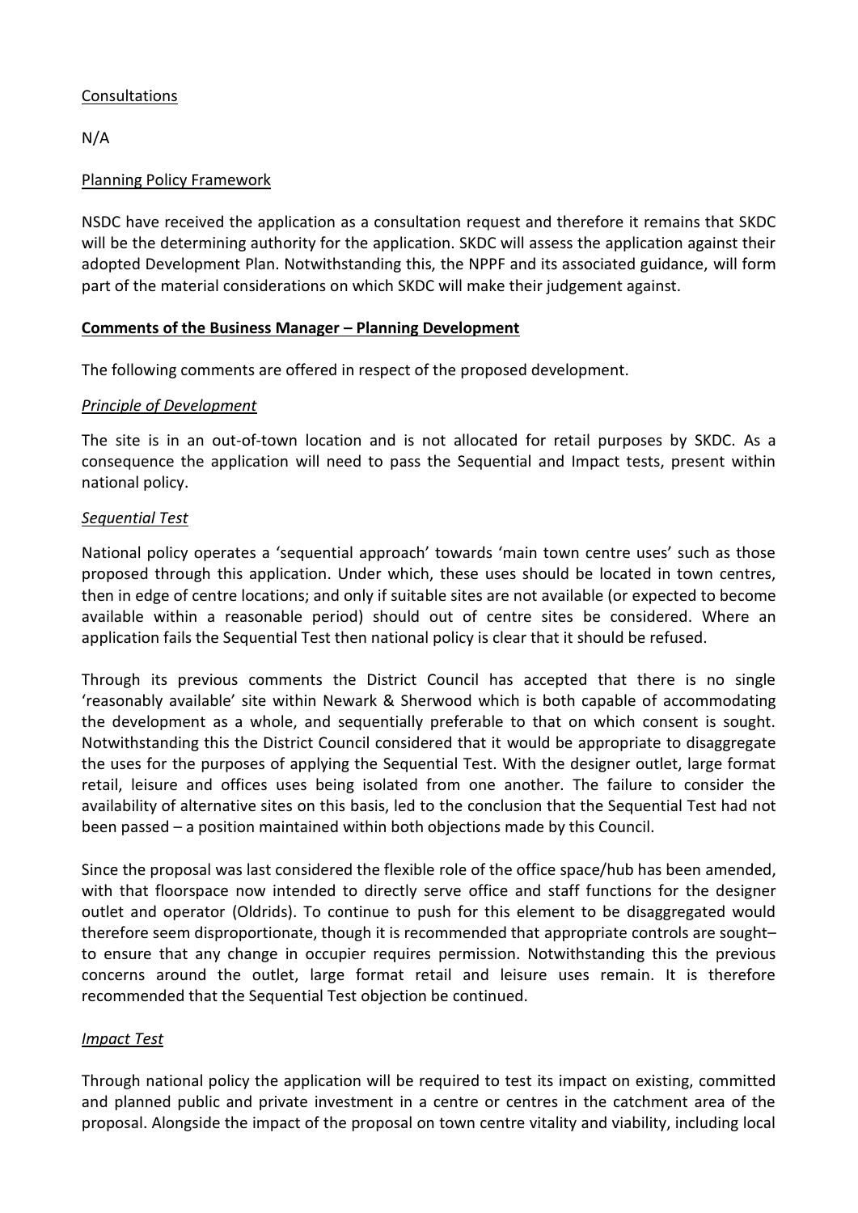Consultations

N/A

Planning Policy Framework

NSDC have received the application as a consultation request and therefore it remains that SKDC will be the determining authority for the application. SKDC will assess the application against their adopted Development Plan. Notwithstanding this, the NPPF and its associated guidance, will form part of the material considerations on which SKDC will make their judgement against.

**Comments of the Business Manager – Planning Development**

The following comments are offered in respect of the proposed development.

*Principle of Development*

The site is in an out-of-town location and is not allocated for retail purposes by SKDC. As a consequence the application will need to pass the Sequential and Impact tests, present within national policy.

*Sequential Test*

National policy operates a 'sequential approach' towards 'main town centre uses' such as those proposed through this application. Under which, these uses should be located in town centres, then in edge of centre locations; and only if suitable sites are not available (or expected to become available within a reasonable period) should out of centre sites be considered. Where an application fails the Sequential Test then national policy is clear that it should be refused.

Through its previous comments the District Council has accepted that there is no single 'reasonably available' site within Newark & Sherwood which is both capable of accommodating the development as a whole, and sequentially preferable to that on which consent is sought. Notwithstanding this the District Council considered that it would be appropriate to disaggregate the uses for the purposes of applying the Sequential Test. With the designer outlet, large format retail, leisure and offices uses being isolated from one another. The failure to consider the availability of alternative sites on this basis, led to the conclusion that the Sequential Test had not been passed – a position maintained within both objections made by this Council.

Since the proposal was last considered the flexible role of the office space/hub has been amended, with that floorspace now intended to directly serve office and staff functions for the designer outlet and operator (Oldrids). To continue to push for this element to be disaggregated would therefore seem disproportionate, though it is recommended that appropriate controls are sought– to ensure that any change in occupier requires permission. Notwithstanding this the previous concerns around the outlet, large format retail and leisure uses remain. It is therefore recommended that the Sequential Test objection be continued.

*Impact Test*

Through national policy the application will be required to test its impact on existing, committed and planned public and private investment in a centre or centres in the catchment area of the proposal. Alongside the impact of the proposal on town centre vitality and viability, including local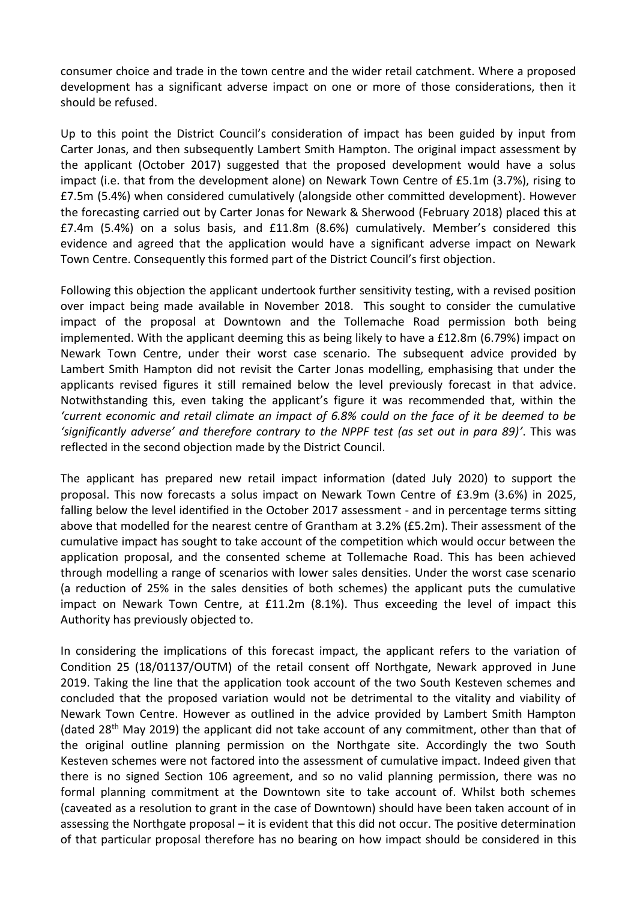consumer choice and trade in the town centre and the wider retail catchment. Where a proposed development has a significant adverse impact on one or more of those considerations, then it should be refused.

Up to this point the District Council's consideration of impact has been guided by input from Carter Jonas, and then subsequently Lambert Smith Hampton. The original impact assessment by the applicant (October 2017) suggested that the proposed development would have a solus impact (i.e. that from the development alone) on Newark Town Centre of £5.1m (3.7%), rising to £7.5m (5.4%) when considered cumulatively (alongside other committed development). However the forecasting carried out by Carter Jonas for Newark & Sherwood (February 2018) placed this at £7.4m (5.4%) on a solus basis, and £11.8m (8.6%) cumulatively. Member's considered this evidence and agreed that the application would have a significant adverse impact on Newark Town Centre. Consequently this formed part of the District Council's first objection.

Following this objection the applicant undertook further sensitivity testing, with a revised position over impact being made available in November 2018. This sought to consider the cumulative impact of the proposal at Downtown and the Tollemache Road permission both being implemented. With the applicant deeming this as being likely to have a £12.8m (6.79%) impact on Newark Town Centre, under their worst case scenario. The subsequent advice provided by Lambert Smith Hampton did not revisit the Carter Jonas modelling, emphasising that under the applicants revised figures it still remained below the level previously forecast in that advice. Notwithstanding this, even taking the applicant's figure it was recommended that, within the *'current economic and retail climate an impact of 6.8% could on the face of it be deemed to be 'significantly adverse' and therefore contrary to the NPPF test (as set out in para 89)'*. This was reflected in the second objection made by the District Council.

The applicant has prepared new retail impact information (dated July 2020) to support the proposal. This now forecasts a solus impact on Newark Town Centre of £3.9m (3.6%) in 2025, falling below the level identified in the October 2017 assessment - and in percentage terms sitting above that modelled for the nearest centre of Grantham at 3.2% (£5.2m). Their assessment of the cumulative impact has sought to take account of the competition which would occur between the application proposal, and the consented scheme at Tollemache Road. This has been achieved through modelling a range of scenarios with lower sales densities. Under the worst case scenario (a reduction of 25% in the sales densities of both schemes) the applicant puts the cumulative impact on Newark Town Centre, at £11.2m (8.1%). Thus exceeding the level of impact this Authority has previously objected to.

In considering the implications of this forecast impact, the applicant refers to the variation of Condition 25 (18/01137/OUTM) of the retail consent off Northgate, Newark approved in June 2019. Taking the line that the application took account of the two South Kesteven schemes and concluded that the proposed variation would not be detrimental to the vitality and viability of Newark Town Centre. However as outlined in the advice provided by Lambert Smith Hampton (dated 28th May 2019) the applicant did not take account of any commitment, other than that of the original outline planning permission on the Northgate site. Accordingly the two South Kesteven schemes were not factored into the assessment of cumulative impact. Indeed given that there is no signed Section 106 agreement, and so no valid planning permission, there was no formal planning commitment at the Downtown site to take account of. Whilst both schemes (caveated as a resolution to grant in the case of Downtown) should have been taken account of in assessing the Northgate proposal – it is evident that this did not occur. The positive determination of that particular proposal therefore has no bearing on how impact should be considered in this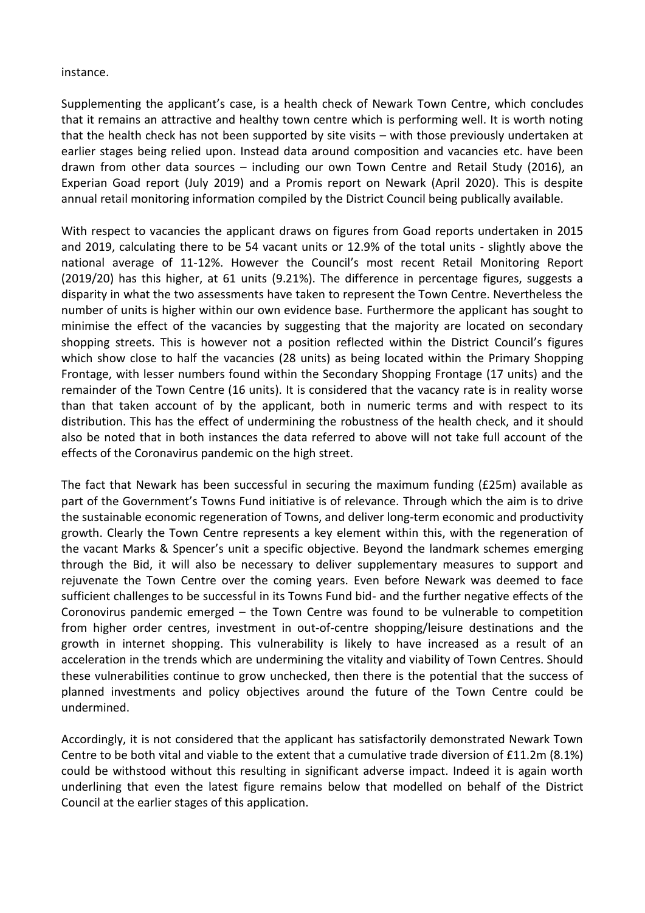instance.

Supplementing the applicant's case, is a health check of Newark Town Centre, which concludes that it remains an attractive and healthy town centre which is performing well. It is worth noting that the health check has not been supported by site visits – with those previously undertaken at earlier stages being relied upon. Instead data around composition and vacancies etc. have been drawn from other data sources – including our own Town Centre and Retail Study (2016), an Experian Goad report (July 2019) and a Promis report on Newark (April 2020). This is despite annual retail monitoring information compiled by the District Council being publically available.

With respect to vacancies the applicant draws on figures from Goad reports undertaken in 2015 and 2019, calculating there to be 54 vacant units or 12.9% of the total units - slightly above the national average of 11-12%. However the Council's most recent Retail Monitoring Report (2019/20) has this higher, at 61 units (9.21%). The difference in percentage figures, suggests a disparity in what the two assessments have taken to represent the Town Centre. Nevertheless the number of units is higher within our own evidence base. Furthermore the applicant has sought to minimise the effect of the vacancies by suggesting that the majority are located on secondary shopping streets. This is however not a position reflected within the District Council's figures which show close to half the vacancies (28 units) as being located within the Primary Shopping Frontage, with lesser numbers found within the Secondary Shopping Frontage (17 units) and the remainder of the Town Centre (16 units). It is considered that the vacancy rate is in reality worse than that taken account of by the applicant, both in numeric terms and with respect to its distribution. This has the effect of undermining the robustness of the health check, and it should also be noted that in both instances the data referred to above will not take full account of the effects of the Coronavirus pandemic on the high street.

The fact that Newark has been successful in securing the maximum funding (£25m) available as part of the Government's Towns Fund initiative is of relevance. Through which the aim is to drive the sustainable economic regeneration of Towns, and deliver long-term economic and productivity growth. Clearly the Town Centre represents a key element within this, with the regeneration of the vacant Marks & Spencer's unit a specific objective. Beyond the landmark schemes emerging through the Bid, it will also be necessary to deliver supplementary measures to support and rejuvenate the Town Centre over the coming years. Even before Newark was deemed to face sufficient challenges to be successful in its Towns Fund bid- and the further negative effects of the Coronovirus pandemic emerged – the Town Centre was found to be vulnerable to competition from higher order centres, investment in out-of-centre shopping/leisure destinations and the growth in internet shopping. This vulnerability is likely to have increased as a result of an acceleration in the trends which are undermining the vitality and viability of Town Centres. Should these vulnerabilities continue to grow unchecked, then there is the potential that the success of planned investments and policy objectives around the future of the Town Centre could be undermined.

Accordingly, it is not considered that the applicant has satisfactorily demonstrated Newark Town Centre to be both vital and viable to the extent that a cumulative trade diversion of £11.2m (8.1%) could be withstood without this resulting in significant adverse impact. Indeed it is again worth underlining that even the latest figure remains below that modelled on behalf of the District Council at the earlier stages of this application.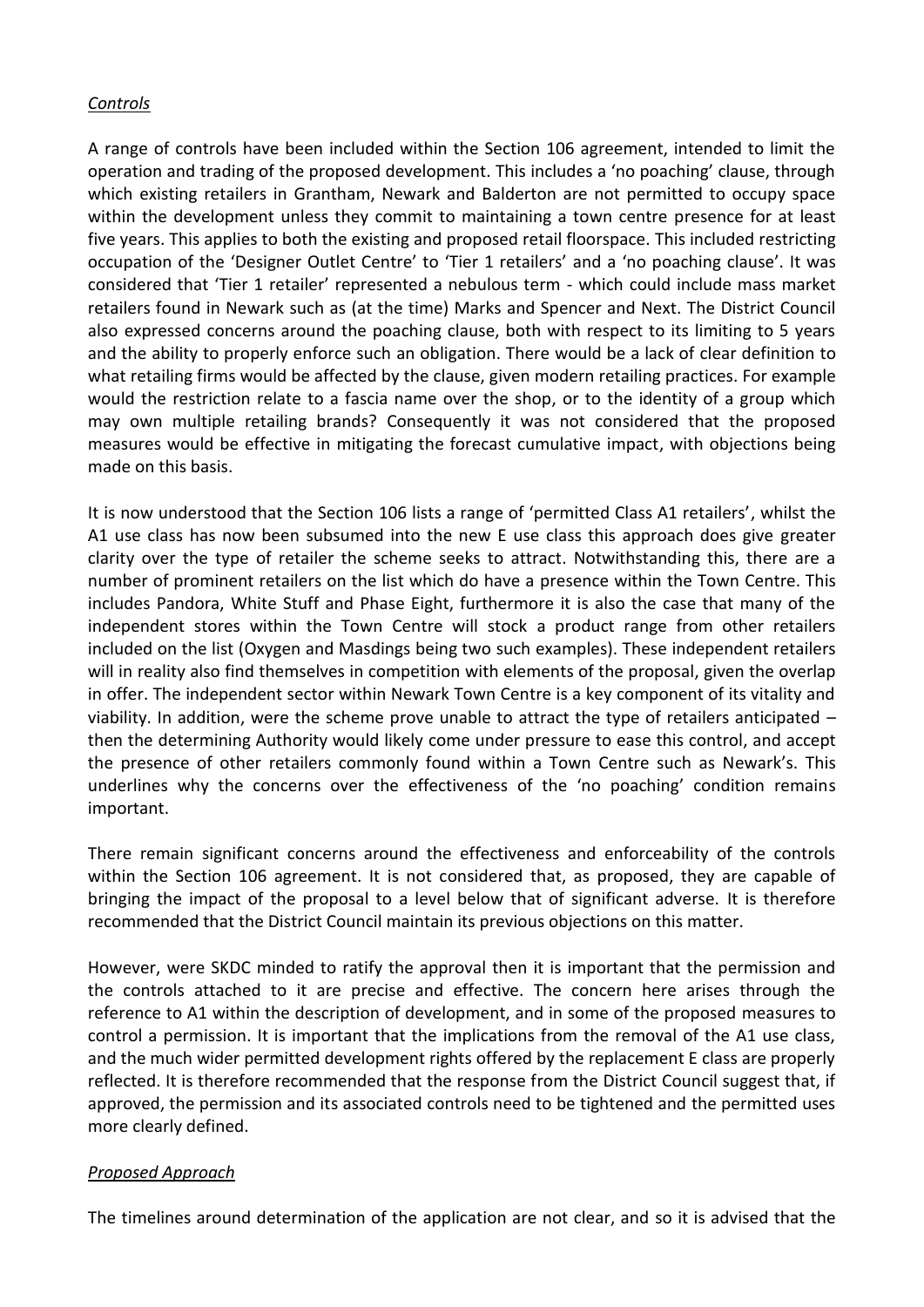*Controls*

A range of controls have been included within the Section 106 agreement, intended to limit the operation and trading of the proposed development. This includes a 'no poaching' clause, through which existing retailers in Grantham, Newark and Balderton are not permitted to occupy space within the development unless they commit to maintaining a town centre presence for at least five years. This applies to both the existing and proposed retail floorspace. This included restricting occupation of the 'Designer Outlet Centre' to 'Tier 1 retailers' and a 'no poaching clause'. It was considered that 'Tier 1 retailer' represented a nebulous term - which could include mass market retailers found in Newark such as (at the time) Marks and Spencer and Next. The District Council also expressed concerns around the poaching clause, both with respect to its limiting to 5 years and the ability to properly enforce such an obligation. There would be a lack of clear definition to what retailing firms would be affected by the clause, given modern retailing practices. For example would the restriction relate to a fascia name over the shop, or to the identity of a group which may own multiple retailing brands? Consequently it was not considered that the proposed measures would be effective in mitigating the forecast cumulative impact, with objections being made on this basis.

It is now understood that the Section 106 lists a range of 'permitted Class A1 retailers', whilst the A1 use class has now been subsumed into the new E use class this approach does give greater clarity over the type of retailer the scheme seeks to attract. Notwithstanding this, there are a number of prominent retailers on the list which do have a presence within the Town Centre. This includes Pandora, White Stuff and Phase Eight, furthermore it is also the case that many of the independent stores within the Town Centre will stock a product range from other retailers included on the list (Oxygen and Masdings being two such examples). These independent retailers will in reality also find themselves in competition with elements of the proposal, given the overlap in offer. The independent sector within Newark Town Centre is a key component of its vitality and viability. In addition, were the scheme prove unable to attract the type of retailers anticipated – then the determining Authority would likely come under pressure to ease this control, and accept the presence of other retailers commonly found within a Town Centre such as Newark's. This underlines why the concerns over the effectiveness of the 'no poaching' condition remains important.

There remain significant concerns around the effectiveness and enforceability of the controls within the Section 106 agreement. It is not considered that, as proposed, they are capable of bringing the impact of the proposal to a level below that of significant adverse. It is therefore recommended that the District Council maintain its previous objections on this matter.

However, were SKDC minded to ratify the approval then it is important that the permission and the controls attached to it are precise and effective. The concern here arises through the reference to A1 within the description of development, and in some of the proposed measures to control a permission. It is important that the implications from the removal of the A1 use class, and the much wider permitted development rights offered by the replacement E class are properly reflected. It is therefore recommended that the response from the District Council suggest that, if approved, the permission and its associated controls need to be tightened and the permitted uses more clearly defined.

*Proposed Approach*

The timelines around determination of the application are not clear, and so it is advised that the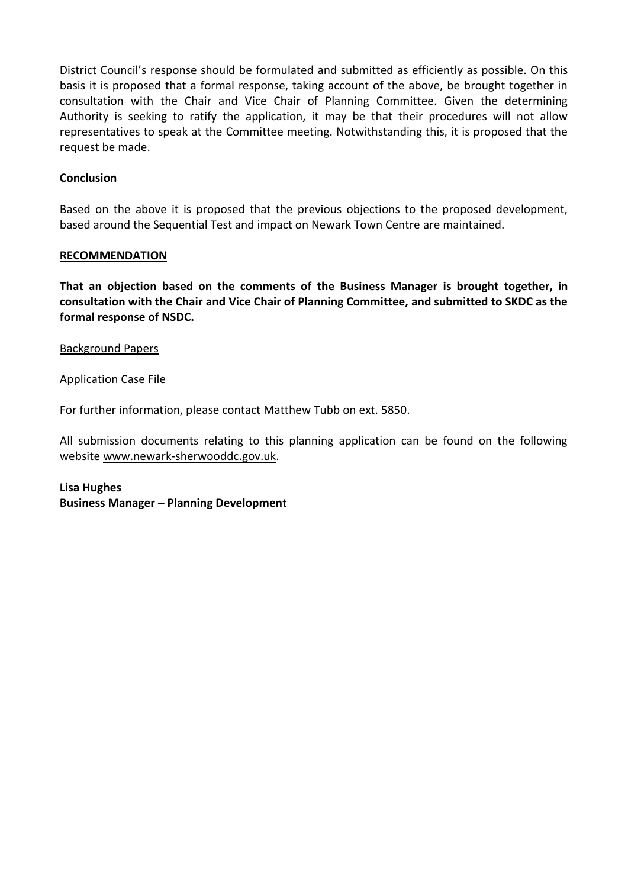District Council's response should be formulated and submitted as efficiently as possible. On this basis it is proposed that a formal response, taking account of the above, be brought together in consultation with the Chair and Vice Chair of Planning Committee. Given the determining Authority is seeking to ratify the application, it may be that their procedures will not allow representatives to speak at the Committee meeting. Notwithstanding this, it is proposed that the request be made.

**Conclusion**

Based on the above it is proposed that the previous objections to the proposed development, based around the Sequential Test and impact on Newark Town Centre are maintained.

**RECOMMENDATION**

**That an objection based on the comments of the Business Manager is brought together, in consultation with the Chair and Vice Chair of Planning Committee, and submitted to SKDC as the formal response of NSDC.**

Background Papers

Application Case File

For further information, please contact Matthew Tubb on ext. 5850.

All submission documents relating to this planning application can be found on the following website www.newark-sherwooddc.gov.uk.

**Lisa Hughes**
**Business Manager – Planning Development**